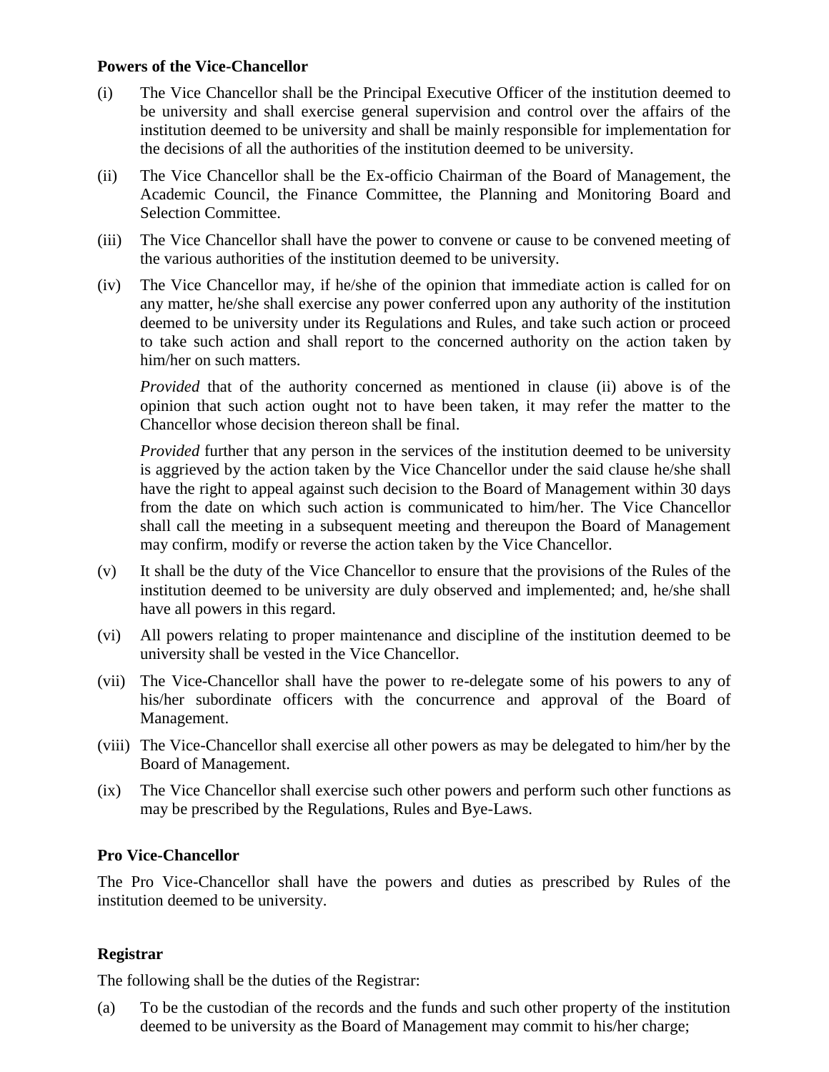**Powers of the Vice-Chancellor**

(i) The Vice Chancellor shall be the Principal Executive Officer of the institution deemed to be university and shall exercise general supervision and control over the affairs of the institution deemed to be university and shall be mainly responsible for implementation for the decisions of all the authorities of the institution deemed to be university.

(ii) The Vice Chancellor shall be the Ex-officio Chairman of the Board of Management, the Academic Council, the Finance Committee, the Planning and Monitoring Board and Selection Committee.

(iii) The Vice Chancellor shall have the power to convene or cause to be convened meeting of the various authorities of the institution deemed to be university.

(iv) The Vice Chancellor may, if he/she of the opinion that immediate action is called for on any matter, he/she shall exercise any power conferred upon any authority of the institution deemed to be university under its Regulations and Rules, and take such action or proceed to take such action and shall report to the concerned authority on the action taken by him/her on such matters.

*Provided* that of the authority concerned as mentioned in clause (ii) above is of the opinion that such action ought not to have been taken, it may refer the matter to the Chancellor whose decision thereon shall be final.

*Provided* further that any person in the services of the institution deemed to be university is aggrieved by the action taken by the Vice Chancellor under the said clause he/she shall have the right to appeal against such decision to the Board of Management within 30 days from the date on which such action is communicated to him/her. The Vice Chancellor shall call the meeting in a subsequent meeting and thereupon the Board of Management may confirm, modify or reverse the action taken by the Vice Chancellor.

(v) It shall be the duty of the Vice Chancellor to ensure that the provisions of the Rules of the institution deemed to be university are duly observed and implemented; and, he/she shall have all powers in this regard.

(vi) All powers relating to proper maintenance and discipline of the institution deemed to be university shall be vested in the Vice Chancellor.

(vii) The Vice-Chancellor shall have the power to re-delegate some of his powers to any of his/her subordinate officers with the concurrence and approval of the Board of Management.

(viii) The Vice-Chancellor shall exercise all other powers as may be delegated to him/her by the Board of Management.

(ix) The Vice Chancellor shall exercise such other powers and perform such other functions as may be prescribed by the Regulations, Rules and Bye-Laws.

**Pro Vice-Chancellor**

The Pro Vice-Chancellor shall have the powers and duties as prescribed by Rules of the institution deemed to be university.

**Registrar**

The following shall be the duties of the Registrar:

(a) To be the custodian of the records and the funds and such other property of the institution deemed to be university as the Board of Management may commit to his/her charge;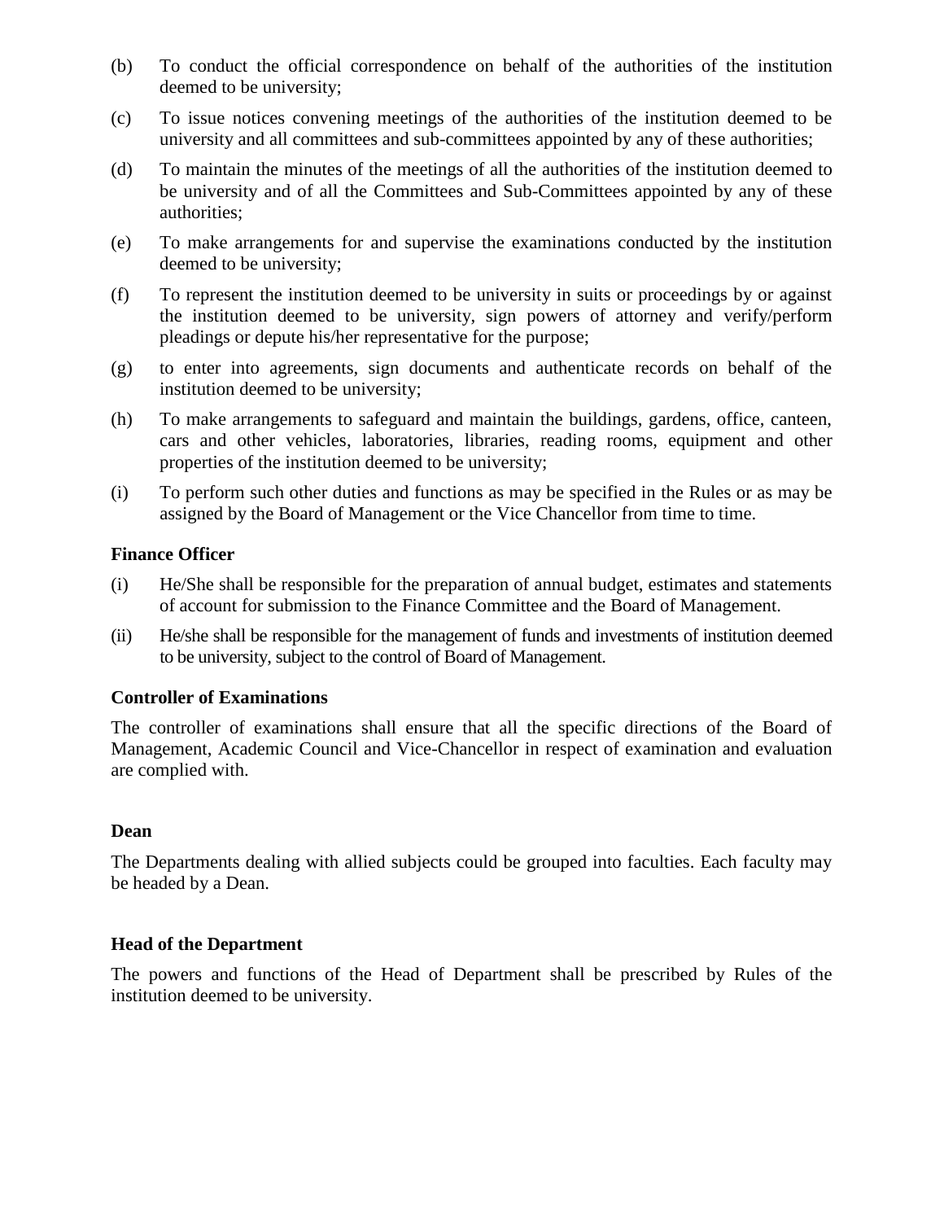(b) To conduct the official correspondence on behalf of the authorities of the institution deemed to be university;

(c) To issue notices convening meetings of the authorities of the institution deemed to be university and all committees and sub-committees appointed by any of these authorities;

(d) To maintain the minutes of the meetings of all the authorities of the institution deemed to be university and of all the Committees and Sub-Committees appointed by any of these authorities;

(e) To make arrangements for and supervise the examinations conducted by the institution deemed to be university;

(f) To represent the institution deemed to be university in suits or proceedings by or against the institution deemed to be university, sign powers of attorney and verify/perform pleadings or depute his/her representative for the purpose;

(g) to enter into agreements, sign documents and authenticate records on behalf of the institution deemed to be university;

(h) To make arrangements to safeguard and maintain the buildings, gardens, office, canteen, cars and other vehicles, laboratories, libraries, reading rooms, equipment and other properties of the institution deemed to be university;

(i) To perform such other duties and functions as may be specified in the Rules or as may be assigned by the Board of Management or the Vice Chancellor from time to time.

**Finance Officer**

(i) He/She shall be responsible for the preparation of annual budget, estimates and statements of account for submission to the Finance Committee and the Board of Management.

(ii) He/she shall be responsible for the management of funds and investments of institution deemed to be university, subject to the control of Board of Management.

**Controller of Examinations**

The controller of examinations shall ensure that all the specific directions of the Board of Management, Academic Council and Vice-Chancellor in respect of examination and evaluation are complied with.

**Dean**

The Departments dealing with allied subjects could be grouped into faculties. Each faculty may be headed by a Dean.

**Head of the Department**

The powers and functions of the Head of Department shall be prescribed by Rules of the institution deemed to be university.